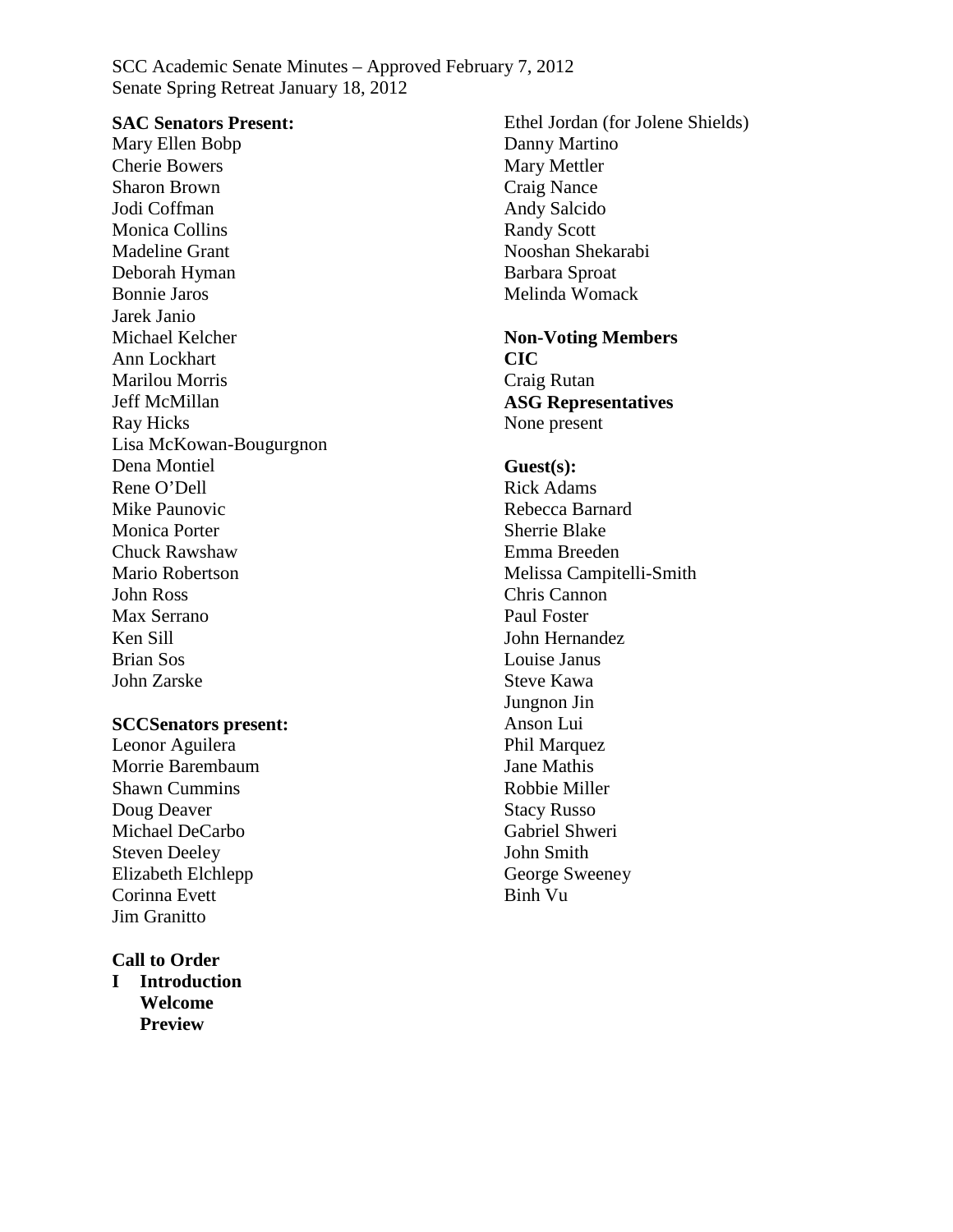SCC Academic Senate Minutes – Approved February 7, 2012
Senate Spring Retreat January 18, 2012

**SAC Senators Present:**
Mary Ellen Bobp
Cherie Bowers
Sharon Brown
Jodi Coffman
Monica Collins
Madeline Grant
Deborah Hyman
Bonnie Jaros
Jarek Janio
Michael Kelcher
Ann Lockhart
Marilou Morris
Jeff McMillan
Ray Hicks
Lisa McKowan-Bougurgnon
Dena Montiel
Rene O'Dell
Mike Paunovic
Monica Porter
Chuck Rawshaw
Mario Robertson
John Ross
Max Serrano
Ken Sill
Brian Sos
John Zarske

**SCCSenators present:**
Leonor Aguilera
Morrie Barembaum
Shawn Cummins
Doug Deaver
Michael DeCarbo
Steven Deeley
Elizabeth Elchlepp
Corinna Evett
Jim Granitto
Ethel Jordan (for Jolene Shields)
Danny Martino
Mary Mettler
Craig Nance
Andy Salcido
Randy Scott
Nooshan Shekarabi
Barbara Sproat
Melinda Womack

**Non-Voting Members**
**CIC**
Craig Rutan
**ASG Representatives**
None present

**Guest(s):**
Rick Adams
Rebecca Barnard
Sherrie Blake
Emma Breeden
Melissa Campitelli-Smith
Chris Cannon
Paul Foster
John Hernandez
Louise Janus
Steve Kawa
Jungnon Jin
Anson Lui
Phil Marquez
Jane Mathis
Robbie Miller
Stacy Russo
Gabriel Shweri
John Smith
George Sweeney
Binh Vu

**Call to Order**

**I Introduction**
**Welcome**
**Preview**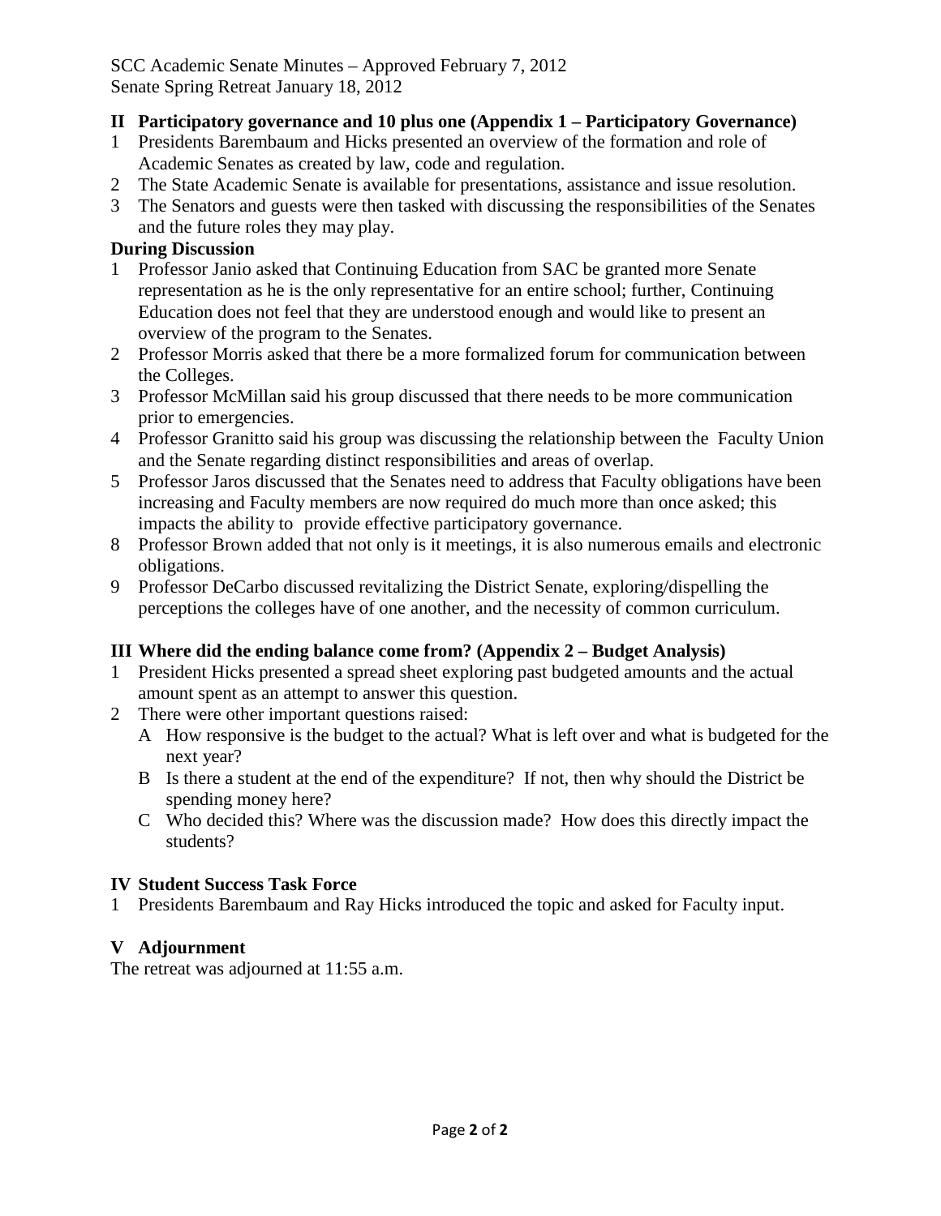SCC Academic Senate Minutes – Approved February 7, 2012
Senate Spring Retreat January 18, 2012

## II Participatory governance and 10 plus one (Appendix 1 – Participatory Governance)

1. Presidents Barembaum and Hicks presented an overview of the formation and role of Academic Senates as created by law, code and regulation.
2. The State Academic Senate is available for presentations, assistance and issue resolution.
3. The Senators and guests were then tasked with discussing the responsibilities of the Senates and the future roles they may play.

**During Discussion**

1 Professor Janio asked that Continuing Education from SAC be granted more Senate representation as he is the only representative for an entire school; further, Continuing Education does not feel that they are understood enough and would like to present an overview of the program to the Senates.

2 Professor Morris asked that there be a more formalized forum for communication between the Colleges.

3 Professor McMillan said his group discussed that there needs to be more communication prior to emergencies.

4 Professor Granitto said his group was discussing the relationship between the Faculty Union and the Senate regarding distinct responsibilities and areas of overlap.

5 Professor Jaros discussed that the Senates need to address that Faculty obligations have been increasing and Faculty members are now required do much more than once asked; this impacts the ability to provide effective participatory governance.

8 Professor Brown added that not only is it meetings, it is also numerous emails and electronic obligations.

9 Professor DeCarbo discussed revitalizing the District Senate, exploring/dispelling the perceptions the colleges have of one another, and the necessity of common curriculum.

## III Where did the ending balance come from? (Appendix 2 – Budget Analysis)

1. President Hicks presented a spread sheet exploring past budgeted amounts and the actual amount spent as an attempt to answer this question.
2. There were other important questions raised:
   - A How responsive is the budget to the actual? What is left over and what is budgeted for the next year?
   - B Is there a student at the end of the expenditure? If not, then why should the District be spending money here?
   - C Who decided this? Where was the discussion made? How does this directly impact the students?

## IV Student Success Task Force

1. Presidents Barembaum and Ray Hicks introduced the topic and asked for Faculty input.

## V Adjournment

The retreat was adjourned at 11:55 a.m.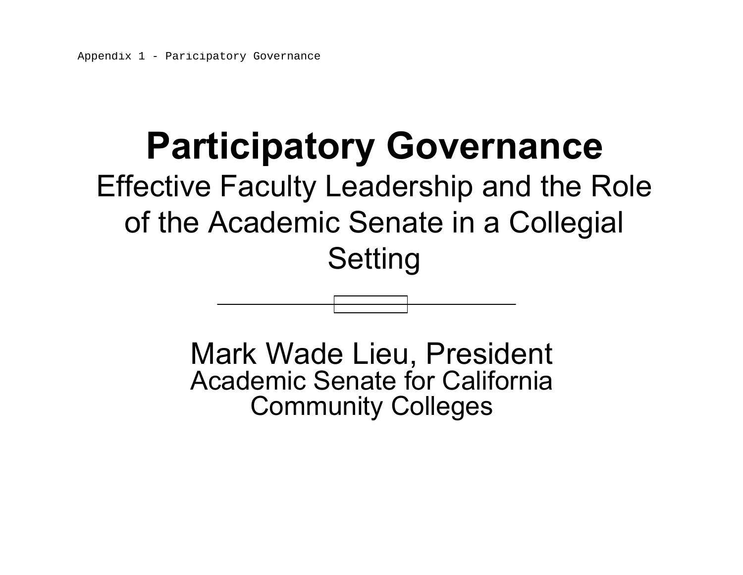# Participatory Governance

Effective Faculty Leadership and the Role of the Academic Senate in a Collegial Setting

Mark Wade Lieu, President

Academic Senate for California Community Colleges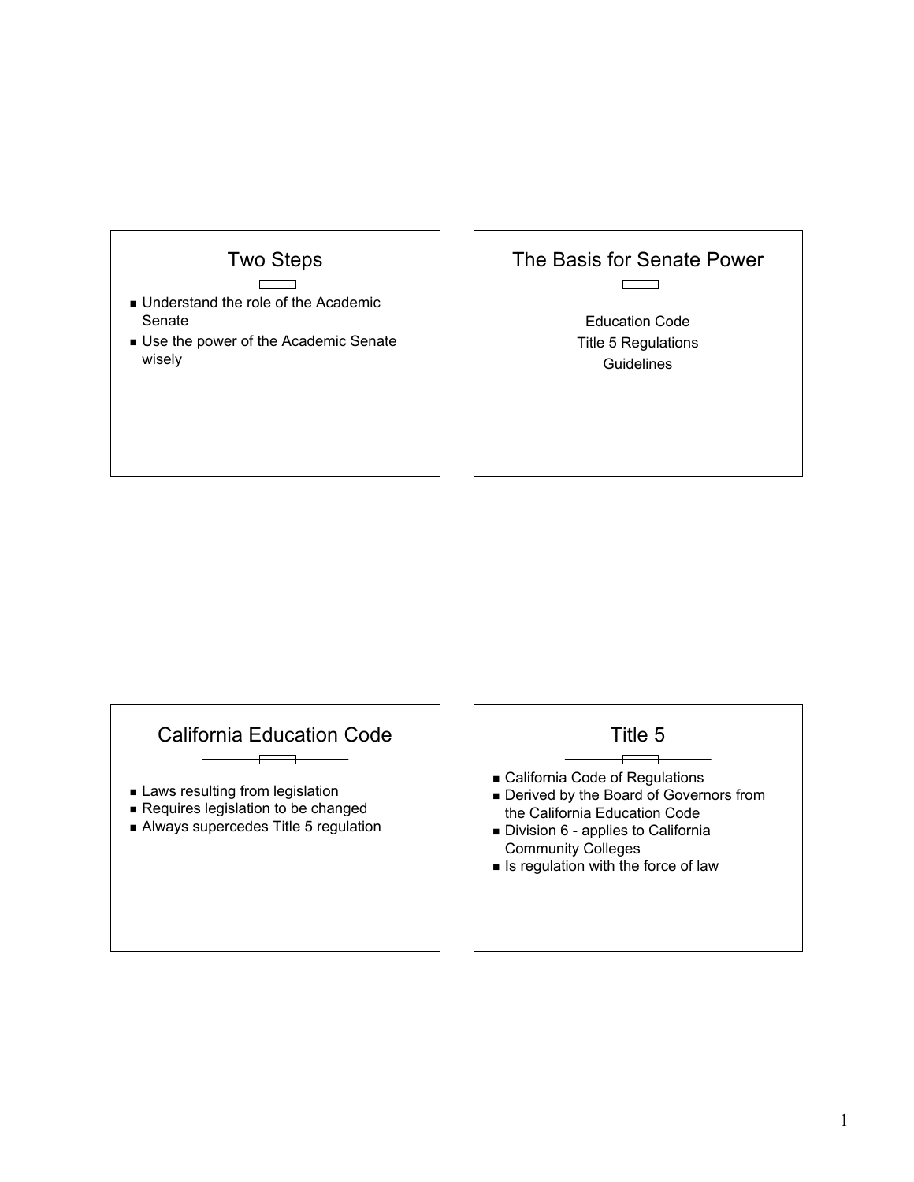## Two Steps

- Understand the role of the Academic Senate
- Use the power of the Academic Senate wisely

## The Basis for Senate Power

Education Code
Title 5 Regulations
Guidelines

## California Education Code

- Laws resulting from legislation
- Requires legislation to be changed
- Always supercedes Title 5 regulation

## Title 5

- California Code of Regulations
- Derived by the Board of Governors from the California Education Code
- Division 6 - applies to California Community Colleges
- Is regulation with the force of law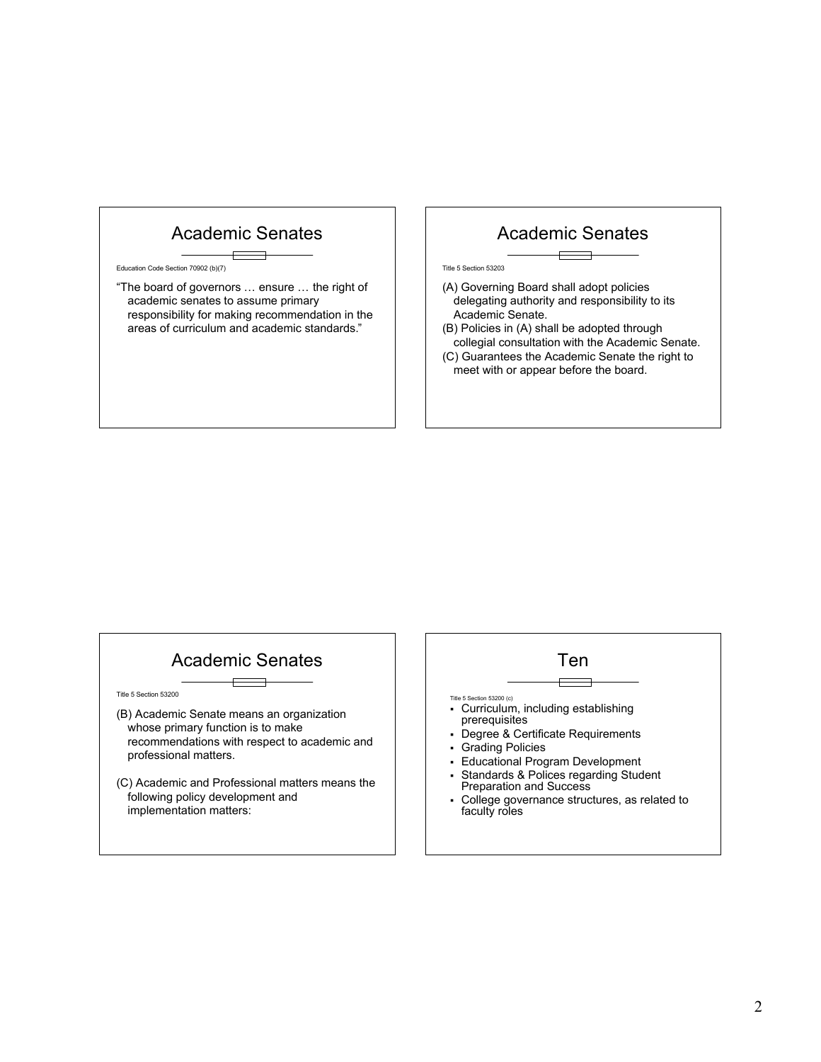## Academic Senates

Education Code Section 70902 (b)(7)

"The board of governors … ensure … the right of academic senates to assume primary responsibility for making recommendation in the areas of curriculum and academic standards."

## Academic Senates

Title 5 Section 53203

(A) Governing Board shall adopt policies delegating authority and responsibility to its Academic Senate.
(B) Policies in (A) shall be adopted through collegial consultation with the Academic Senate.
(C) Guarantees the Academic Senate the right to meet with or appear before the board.

## Academic Senates

Title 5 Section 53200

(B) Academic Senate means an organization whose primary function is to make recommendations with respect to academic and professional matters.

(C) Academic and Professional matters means the following policy development and implementation matters:

## Ten

Title 5 Section 53200 (c)

- Curriculum, including establishing prerequisites
- Degree & Certificate Requirements
- Grading Policies
- Educational Program Development
- Standards & Polices regarding Student Preparation and Success
- College governance structures, as related to faculty roles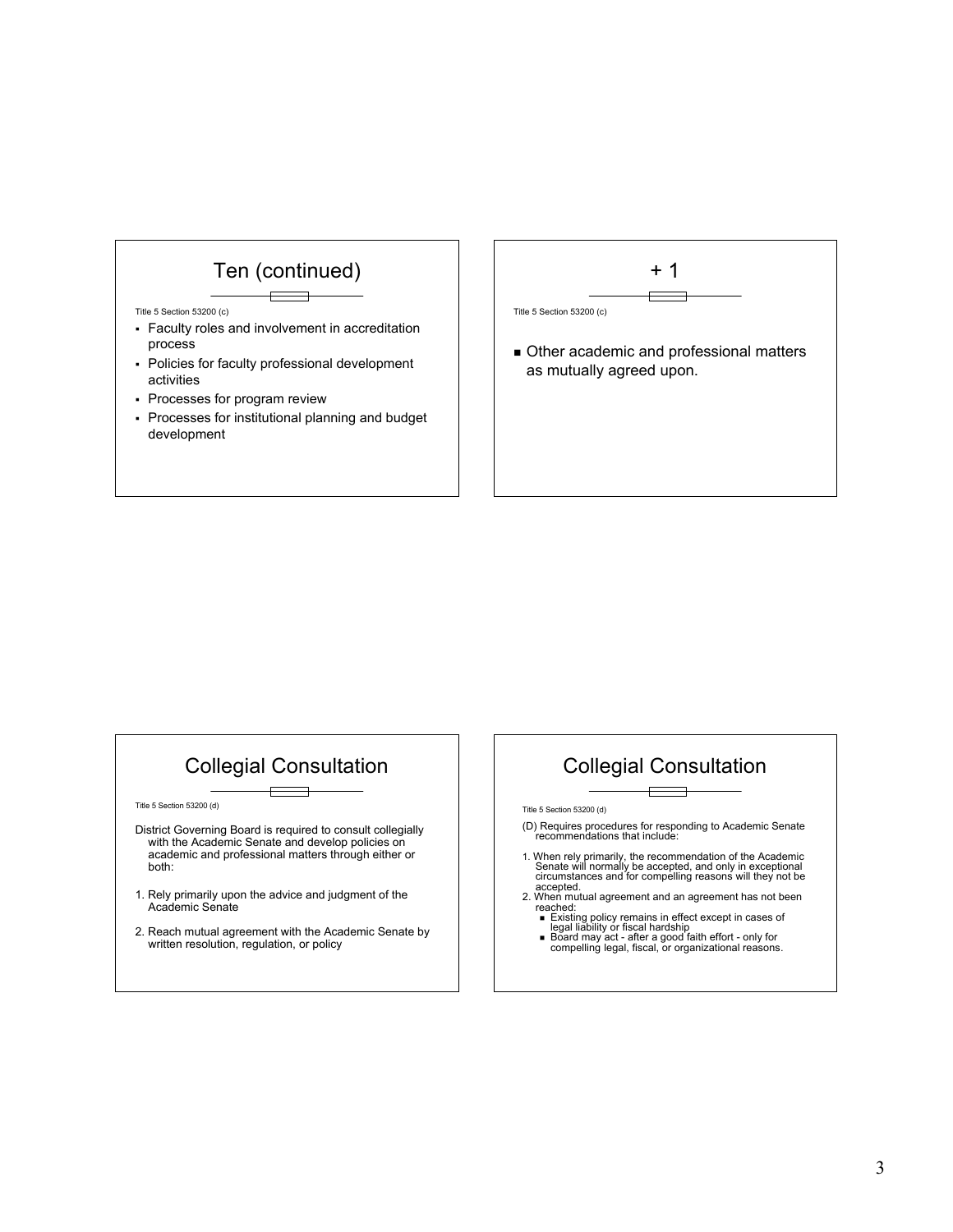## Ten (continued)

Title 5 Section 53200 (c)

- Faculty roles and involvement in accreditation process
- Policies for faculty professional development activities
- Processes for program review
- Processes for institutional planning and budget development

## + 1

Title 5 Section 53200 (c)

- Other academic and professional matters as mutually agreed upon.

## Collegial Consultation

Title 5 Section 53200 (d)

District Governing Board is required to consult collegially with the Academic Senate and develop policies on academic and professional matters through either or both:

1. Rely primarily upon the advice and judgment of the Academic Senate
2. Reach mutual agreement with the Academic Senate by written resolution, regulation, or policy

## Collegial Consultation

Title 5 Section 53200 (d)

(D) Requires procedures for responding to Academic Senate recommendations that include:

1. When rely primarily, the recommendation of the Academic Senate will normally be accepted, and only in exceptional circumstances and for compelling reasons will they not be accepted.
2. When mutual agreement and an agreement has not been reached:
   - Existing policy remains in effect except in cases of legal liability or fiscal hardship
   - Board may act - after a good faith effort - only for compelling legal, fiscal, or organizational reasons.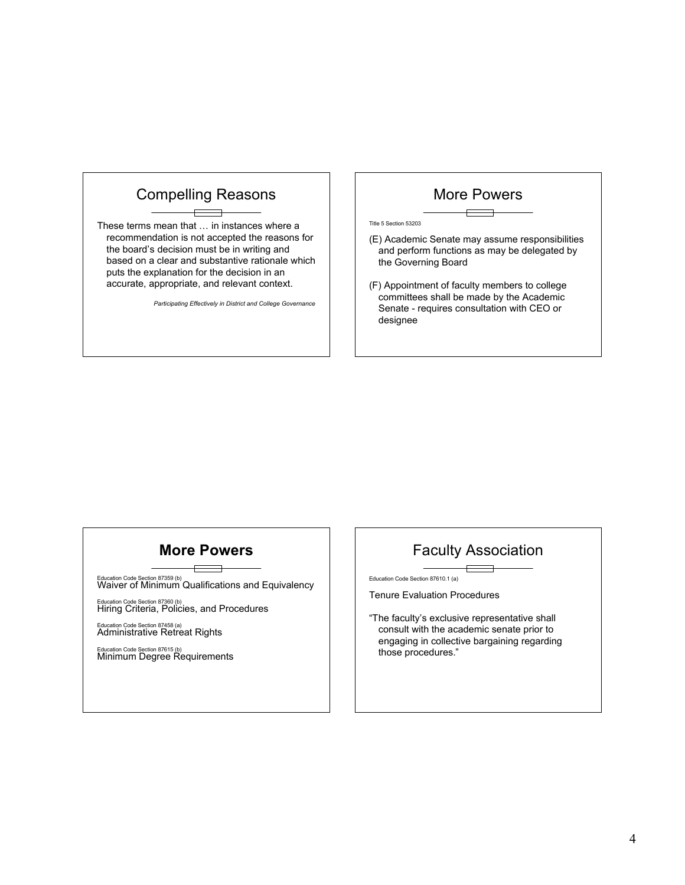## Compelling Reasons

These terms mean that … in instances where a recommendation is not accepted the reasons for the board's decision must be in writing and based on a clear and substantive rationale which puts the explanation for the decision in an accurate, appropriate, and relevant context.

*Participating Effectively in District and College Governance*

## More Powers

Title 5 Section 53203

(E) Academic Senate may assume responsibilities and perform functions as may be delegated by the Governing Board

(F) Appointment of faculty members to college committees shall be made by the Academic Senate - requires consultation with CEO or designee

## **More Powers**

Education Code Section 87359 (b)
Waiver of Minimum Qualifications and Equivalency

Education Code Section 87360 (b)
Hiring Criteria, Policies, and Procedures

Education Code Section 87458 (a)
Administrative Retreat Rights

Education Code Section 87615 (b)
Minimum Degree Requirements

## Faculty Association

Education Code Section 87610.1 (a)

Tenure Evaluation Procedures

"The faculty's exclusive representative shall consult with the academic senate prior to engaging in collective bargaining regarding those procedures."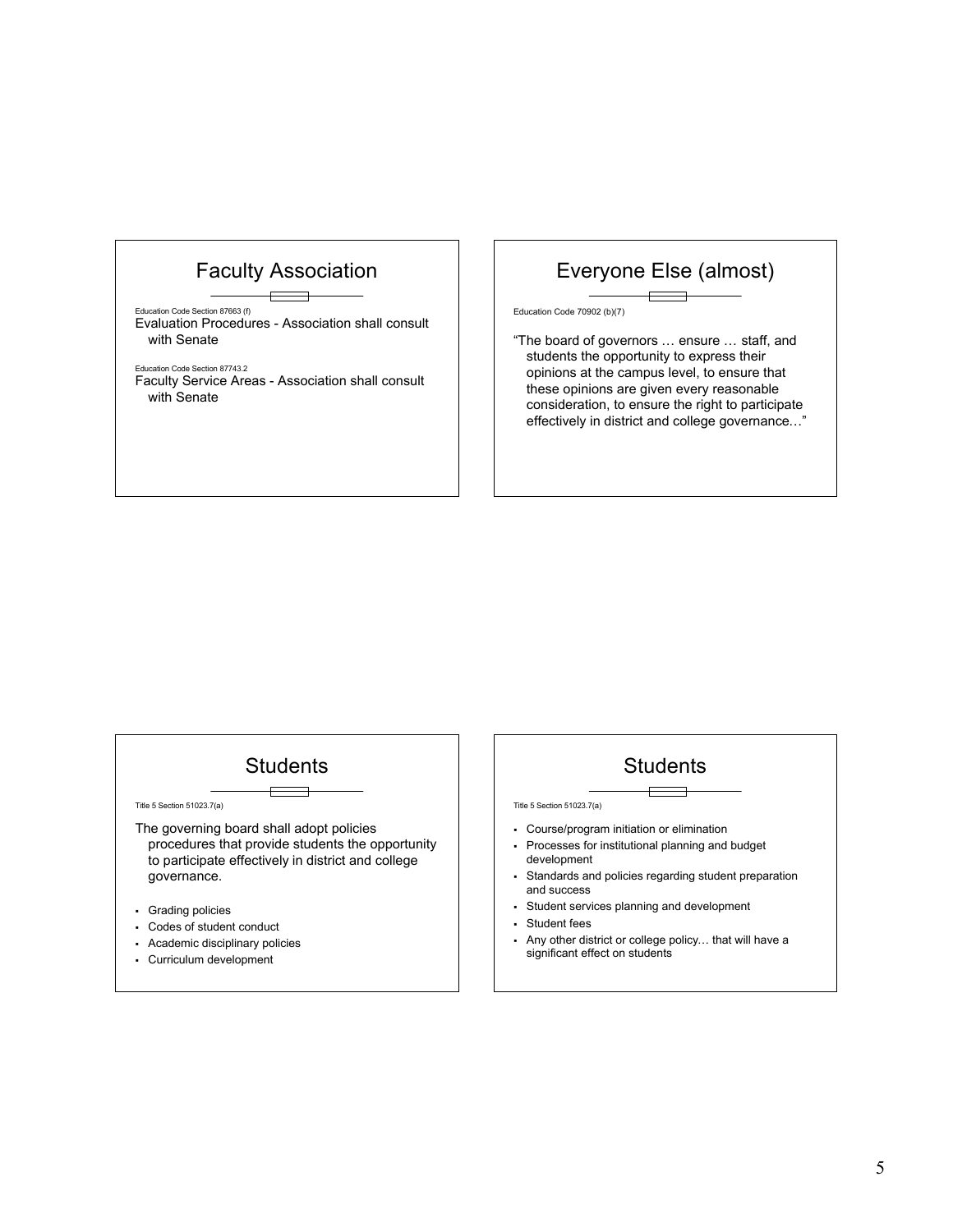## Faculty Association

Education Code Section 87663 (f)

Evaluation Procedures - Association shall consult with Senate

Education Code Section 87743.2

Faculty Service Areas - Association shall consult with Senate

## Everyone Else (almost)

Education Code 70902 (b)(7)

"The board of governors … ensure … staff, and students the opportunity to express their opinions at the campus level, to ensure that these opinions are given every reasonable consideration, to ensure the right to participate effectively in district and college governance…"

## Students

Title 5 Section 51023.7(a)

The governing board shall adopt policies procedures that provide students the opportunity to participate effectively in district and college governance.

- Grading policies
- Codes of student conduct
- Academic disciplinary policies
- Curriculum development

## Students

Title 5 Section 51023.7(a)

- Course/program initiation or elimination
- Processes for institutional planning and budget development
- Standards and policies regarding student preparation and success
- Student services planning and development
- Student fees
- Any other district or college policy… that will have a significant effect on students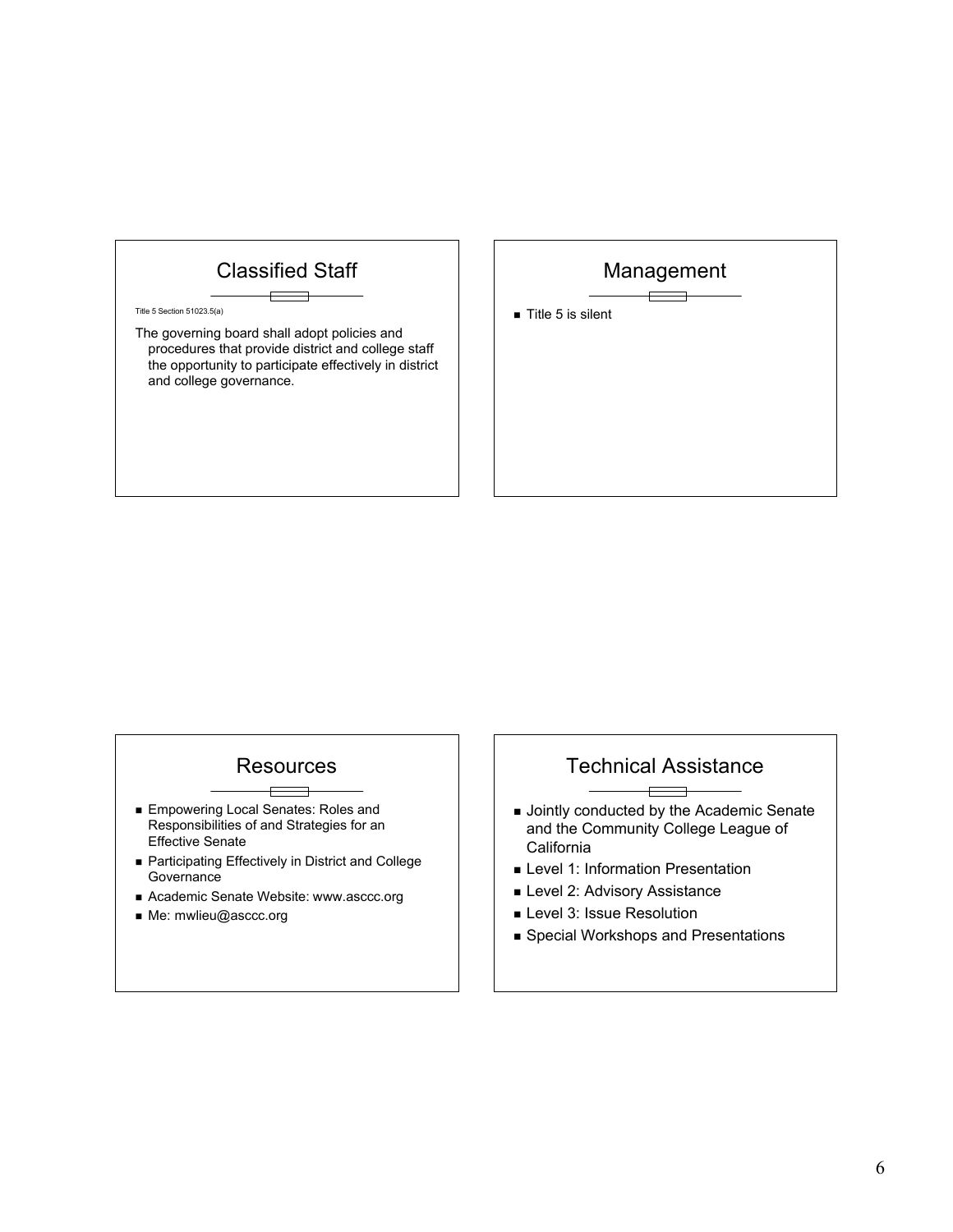## Classified Staff

Title 5 Section 51023.5(a)

The governing board shall adopt policies and procedures that provide district and college staff the opportunity to participate effectively in district and college governance.

## Management

- Title 5 is silent

## Resources

- Empowering Local Senates: Roles and Responsibilities of and Strategies for an Effective Senate
- Participating Effectively in District and College Governance
- Academic Senate Website: www.asccc.org
- Me: mwlieu@asccc.org

## Technical Assistance

- Jointly conducted by the Academic Senate and the Community College League of California
- Level 1: Information Presentation
- Level 2: Advisory Assistance
- Level 3: Issue Resolution
- Special Workshops and Presentations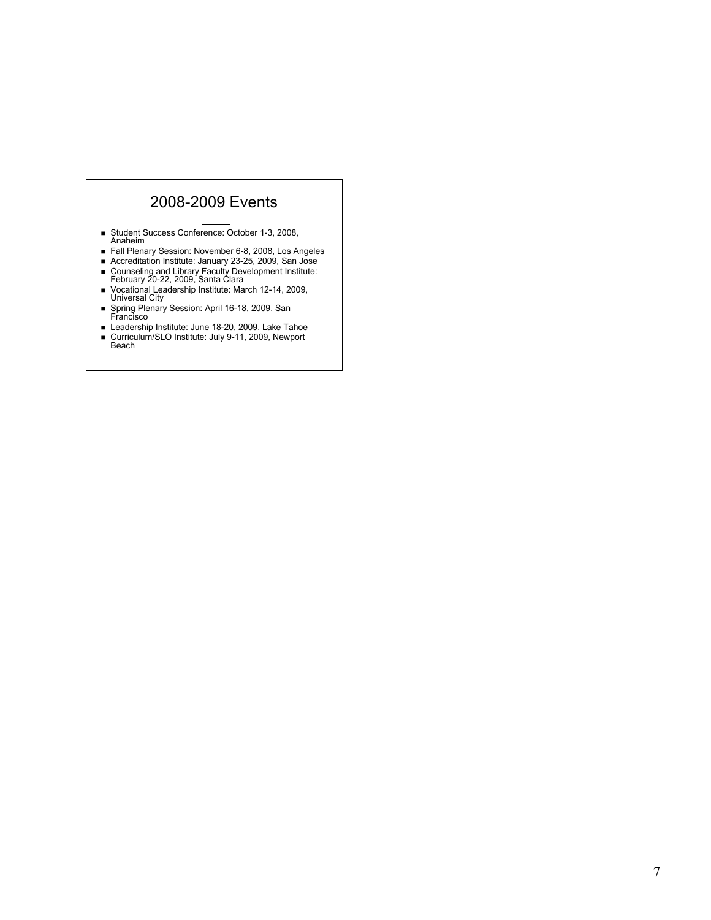## 2008-2009 Events

- Student Success Conference: October 1-3, 2008, Anaheim
- Fall Plenary Session: November 6-8, 2008, Los Angeles
- Accreditation Institute: January 23-25, 2009, San Jose
- Counseling and Library Faculty Development Institute: February 20-22, 2009, Santa Clara
- Vocational Leadership Institute: March 12-14, 2009, Universal City
- Spring Plenary Session: April 16-18, 2009, San Francisco
- Leadership Institute: June 18-20, 2009, Lake Tahoe
- Curriculum/SLO Institute: July 9-11, 2009, Newport Beach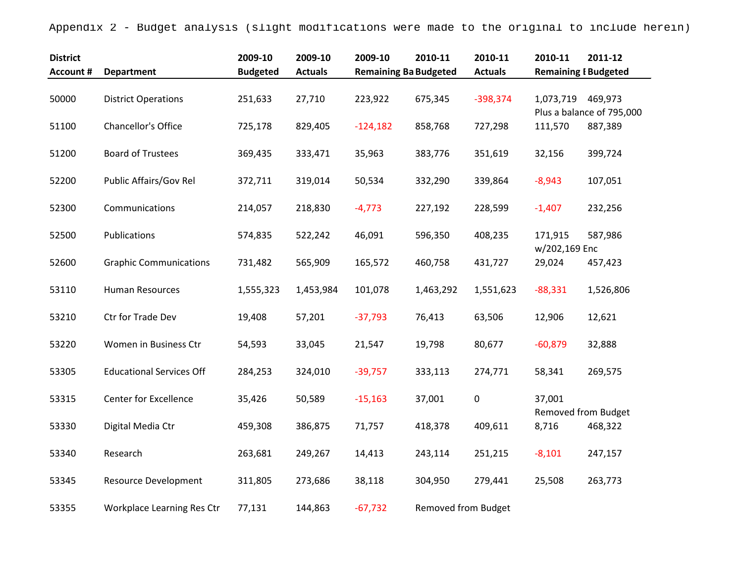Appendix 2 - Budget analysis (slight modifications were made to the original to include herein)

| District Account # | Department | 2009-10 Budgeted | 2009-10 Actuals | 2009-10 Remaining Ba | 2010-11 Budgeted | 2010-11 Actuals | 2010-11 Remaining I | 2011-12 Budgeted |
|---|---|---|---|---|---|---|---|---|
| 50000 | District Operations | 251,633 | 27,710 | 223,922 | 675,345 | -398,374 | 1,073,719 | 469,973 |
| | | | | | | | Plus a balance of 795,000 | |
| 51100 | Chancellor's Office | 725,178 | 829,405 | -124,182 | 858,768 | 727,298 | 111,570 | 887,389 |
| 51200 | Board of Trustees | 369,435 | 333,471 | 35,963 | 383,776 | 351,619 | 32,156 | 399,724 |
| 52200 | Public Affairs/Gov Rel | 372,711 | 319,014 | 50,534 | 332,290 | 339,864 | -8,943 | 107,051 |
| 52300 | Communications | 214,057 | 218,830 | -4,773 | 227,192 | 228,599 | -1,407 | 232,256 |
| 52500 | Publications | 574,835 | 522,242 | 46,091 | 596,350 | 408,235 | 171,915 | 587,986 |
| | | | | | | | w/202,169 Enc | |
| 52600 | Graphic Communications | 731,482 | 565,909 | 165,572 | 460,758 | 431,727 | 29,024 | 457,423 |
| 53110 | Human Resources | 1,555,323 | 1,453,984 | 101,078 | 1,463,292 | 1,551,623 | -88,331 | 1,526,806 |
| 53210 | Ctr for Trade Dev | 19,408 | 57,201 | -37,793 | 76,413 | 63,506 | 12,906 | 12,621 |
| 53220 | Women in Business Ctr | 54,593 | 33,045 | 21,547 | 19,798 | 80,677 | -60,879 | 32,888 |
| 53305 | Educational Services Off | 284,253 | 324,010 | -39,757 | 333,113 | 274,771 | 58,341 | 269,575 |
| 53315 | Center for Excellence | 35,426 | 50,589 | -15,163 | 37,001 | 0 | 37,001 | |
| | | | | | | | Removed from Budget | |
| 53330 | Digital Media Ctr | 459,308 | 386,875 | 71,757 | 418,378 | 409,611 | 8,716 | 468,322 |
| 53340 | Research | 263,681 | 249,267 | 14,413 | 243,114 | 251,215 | -8,101 | 247,157 |
| 53345 | Resource Development | 311,805 | 273,686 | 38,118 | 304,950 | 279,441 | 25,508 | 263,773 |
| 53355 | Workplace Learning Res Ctr | 77,131 | 144,863 | -67,732 | Removed from Budget | | | |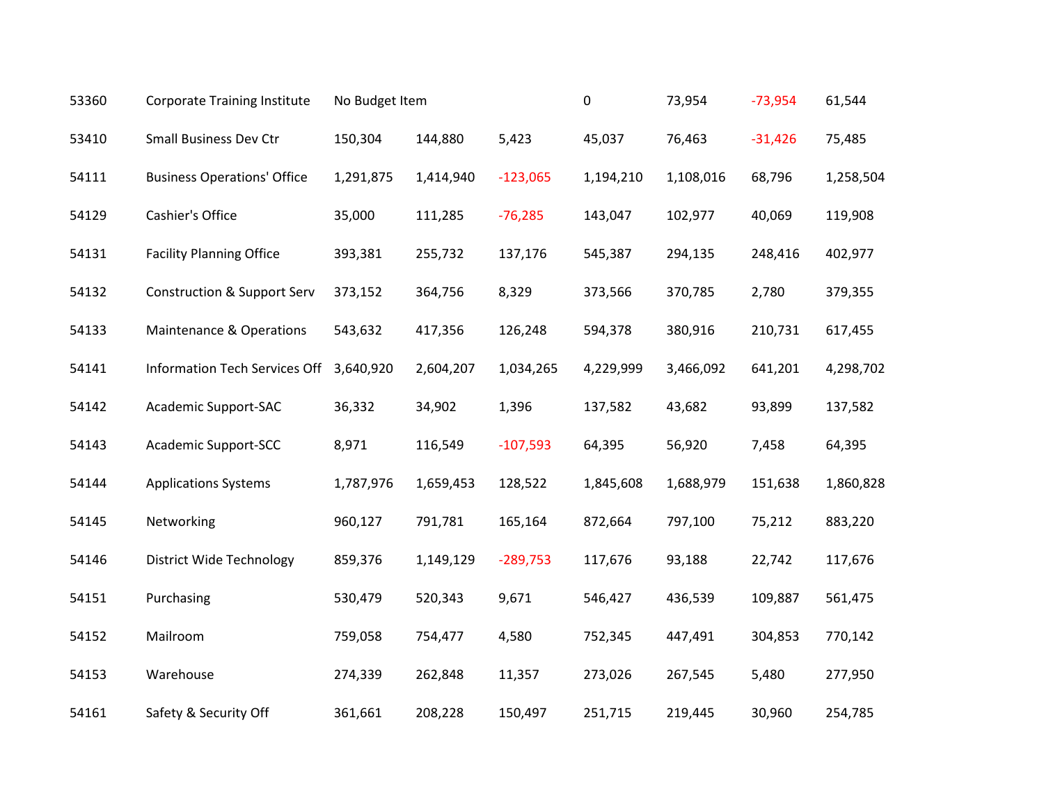| | | | | | | | | |
|---|---|---|---|---|---|---|---|---|
| 53360 | Corporate Training Institute | No Budget Item | | | 0 | 73,954 | -73,954 | 61,544 |
| 53410 | Small Business Dev Ctr | 150,304 | 144,880 | 5,423 | 45,037 | 76,463 | -31,426 | 75,485 |
| 54111 | Business Operations' Office | 1,291,875 | 1,414,940 | -123,065 | 1,194,210 | 1,108,016 | 68,796 | 1,258,504 |
| 54129 | Cashier's Office | 35,000 | 111,285 | -76,285 | 143,047 | 102,977 | 40,069 | 119,908 |
| 54131 | Facility Planning Office | 393,381 | 255,732 | 137,176 | 545,387 | 294,135 | 248,416 | 402,977 |
| 54132 | Construction & Support Serv | 373,152 | 364,756 | 8,329 | 373,566 | 370,785 | 2,780 | 379,355 |
| 54133 | Maintenance & Operations | 543,632 | 417,356 | 126,248 | 594,378 | 380,916 | 210,731 | 617,455 |
| 54141 | Information Tech Services Off | 3,640,920 | 2,604,207 | 1,034,265 | 4,229,999 | 3,466,092 | 641,201 | 4,298,702 |
| 54142 | Academic Support-SAC | 36,332 | 34,902 | 1,396 | 137,582 | 43,682 | 93,899 | 137,582 |
| 54143 | Academic Support-SCC | 8,971 | 116,549 | -107,593 | 64,395 | 56,920 | 7,458 | 64,395 |
| 54144 | Applications Systems | 1,787,976 | 1,659,453 | 128,522 | 1,845,608 | 1,688,979 | 151,638 | 1,860,828 |
| 54145 | Networking | 960,127 | 791,781 | 165,164 | 872,664 | 797,100 | 75,212 | 883,220 |
| 54146 | District Wide Technology | 859,376 | 1,149,129 | -289,753 | 117,676 | 93,188 | 22,742 | 117,676 |
| 54151 | Purchasing | 530,479 | 520,343 | 9,671 | 546,427 | 436,539 | 109,887 | 561,475 |
| 54152 | Mailroom | 759,058 | 754,477 | 4,580 | 752,345 | 447,491 | 304,853 | 770,142 |
| 54153 | Warehouse | 274,339 | 262,848 | 11,357 | 273,026 | 267,545 | 5,480 | 277,950 |
| 54161 | Safety & Security Off | 361,661 | 208,228 | 150,497 | 251,715 | 219,445 | 30,960 | 254,785 |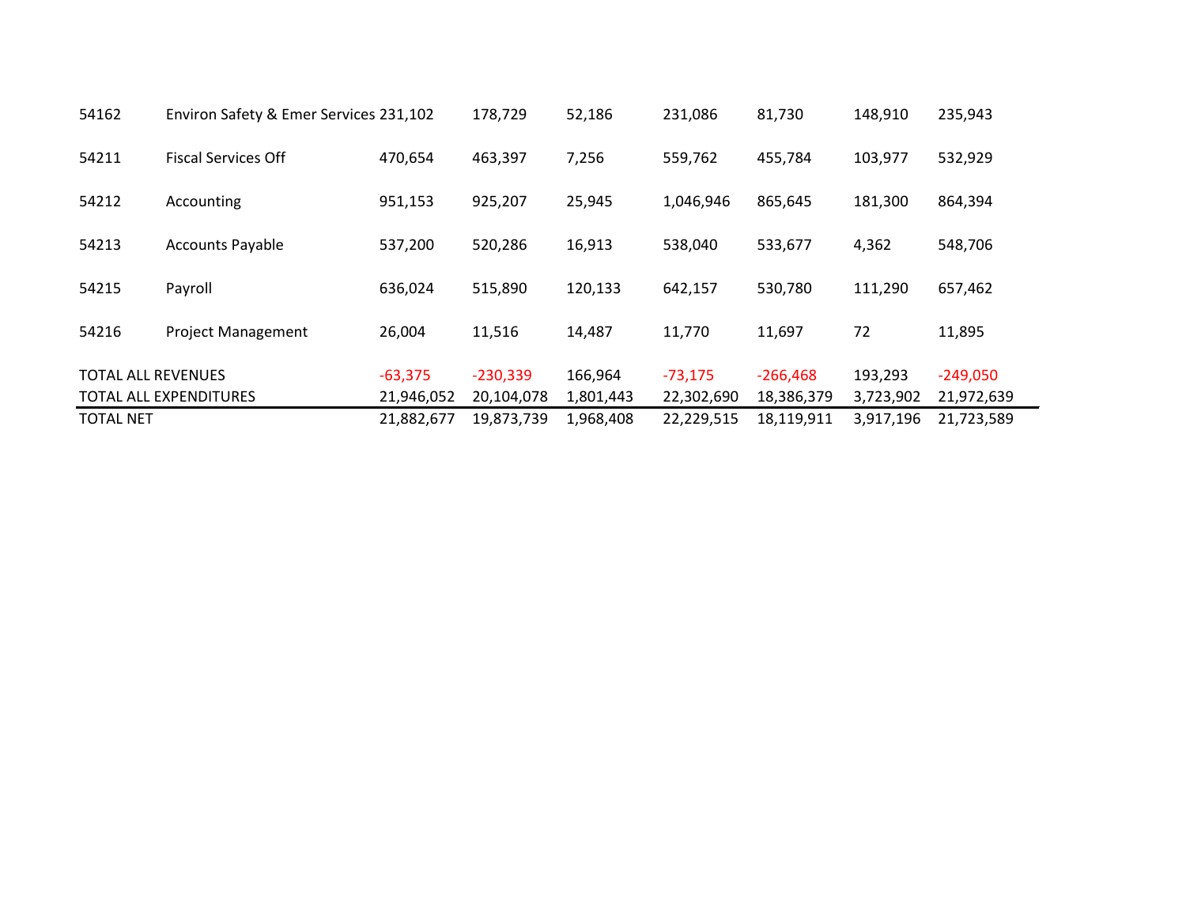| | | | | | | | | |
|---|---|---|---|---|---|---|---|---|
| 54162 | Environ Safety & Emer Services | 231,102 | 178,729 | 52,186 | 231,086 | 81,730 | 148,910 | 235,943 |
| 54211 | Fiscal Services Off | 470,654 | 463,397 | 7,256 | 559,762 | 455,784 | 103,977 | 532,929 |
| 54212 | Accounting | 951,153 | 925,207 | 25,945 | 1,046,946 | 865,645 | 181,300 | 864,394 |
| 54213 | Accounts Payable | 537,200 | 520,286 | 16,913 | 538,040 | 533,677 | 4,362 | 548,706 |
| 54215 | Payroll | 636,024 | 515,890 | 120,133 | 642,157 | 530,780 | 111,290 | 657,462 |
| 54216 | Project Management | 26,004 | 11,516 | 14,487 | 11,770 | 11,697 | 72 | 11,895 |
| TOTAL ALL REVENUES | | -63,375 | -230,339 | 166,964 | -73,175 | -266,468 | 193,293 | -249,050 |
| TOTAL ALL EXPENDITURES | | 21,946,052 | 20,104,078 | 1,801,443 | 22,302,690 | 18,386,379 | 3,723,902 | 21,972,639 |
| TOTAL NET | | 21,882,677 | 19,873,739 | 1,968,408 | 22,229,515 | 18,119,911 | 3,917,196 | 21,723,589 |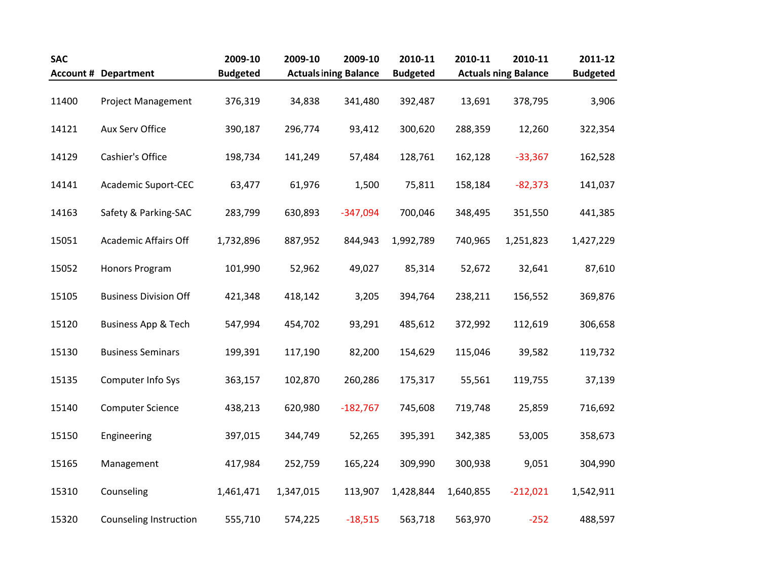| SAC Account # | Department | 2009-10 Budgeted | 2009-10 Actuals | 2009-10 ining Balance | 2010-11 Budgeted | 2010-11 Actuals | 2010-11 ning Balance | 2011-12 Budgeted |
|---|---|---|---|---|---|---|---|---|
| 11400 | Project Management | 376,319 | 34,838 | 341,480 | 392,487 | 13,691 | 378,795 | 3,906 |
| 14121 | Aux Serv Office | 390,187 | 296,774 | 93,412 | 300,620 | 288,359 | 12,260 | 322,354 |
| 14129 | Cashier's Office | 198,734 | 141,249 | 57,484 | 128,761 | 162,128 | -33,367 | 162,528 |
| 14141 | Academic Suport-CEC | 63,477 | 61,976 | 1,500 | 75,811 | 158,184 | -82,373 | 141,037 |
| 14163 | Safety & Parking-SAC | 283,799 | 630,893 | -347,094 | 700,046 | 348,495 | 351,550 | 441,385 |
| 15051 | Academic Affairs Off | 1,732,896 | 887,952 | 844,943 | 1,992,789 | 740,965 | 1,251,823 | 1,427,229 |
| 15052 | Honors Program | 101,990 | 52,962 | 49,027 | 85,314 | 52,672 | 32,641 | 87,610 |
| 15105 | Business Division Off | 421,348 | 418,142 | 3,205 | 394,764 | 238,211 | 156,552 | 369,876 |
| 15120 | Business App & Tech | 547,994 | 454,702 | 93,291 | 485,612 | 372,992 | 112,619 | 306,658 |
| 15130 | Business Seminars | 199,391 | 117,190 | 82,200 | 154,629 | 115,046 | 39,582 | 119,732 |
| 15135 | Computer Info Sys | 363,157 | 102,870 | 260,286 | 175,317 | 55,561 | 119,755 | 37,139 |
| 15140 | Computer Science | 438,213 | 620,980 | -182,767 | 745,608 | 719,748 | 25,859 | 716,692 |
| 15150 | Engineering | 397,015 | 344,749 | 52,265 | 395,391 | 342,385 | 53,005 | 358,673 |
| 15165 | Management | 417,984 | 252,759 | 165,224 | 309,990 | 300,938 | 9,051 | 304,990 |
| 15310 | Counseling | 1,461,471 | 1,347,015 | 113,907 | 1,428,844 | 1,640,855 | -212,021 | 1,542,911 |
| 15320 | Counseling Instruction | 555,710 | 574,225 | -18,515 | 563,718 | 563,970 | -252 | 488,597 |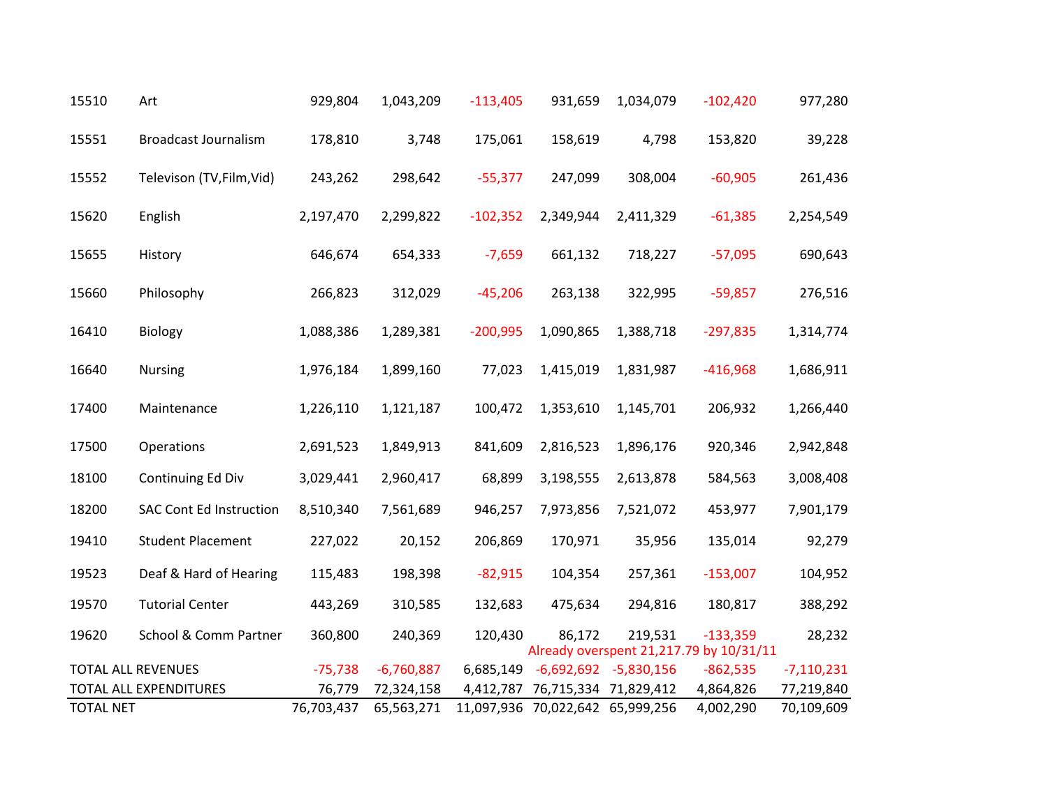| | | | | | | | | |
|---|---|---|---|---|---|---|---|---|
| 15510 | Art | 929,804 | 1,043,209 | -113,405 | 931,659 | 1,034,079 | -102,420 | 977,280 |
| 15551 | Broadcast Journalism | 178,810 | 3,748 | 175,061 | 158,619 | 4,798 | 153,820 | 39,228 |
| 15552 | Televison (TV,Film,Vid) | 243,262 | 298,642 | -55,377 | 247,099 | 308,004 | -60,905 | 261,436 |
| 15620 | English | 2,197,470 | 2,299,822 | -102,352 | 2,349,944 | 2,411,329 | -61,385 | 2,254,549 |
| 15655 | History | 646,674 | 654,333 | -7,659 | 661,132 | 718,227 | -57,095 | 690,643 |
| 15660 | Philosophy | 266,823 | 312,029 | -45,206 | 263,138 | 322,995 | -59,857 | 276,516 |
| 16410 | Biology | 1,088,386 | 1,289,381 | -200,995 | 1,090,865 | 1,388,718 | -297,835 | 1,314,774 |
| 16640 | Nursing | 1,976,184 | 1,899,160 | 77,023 | 1,415,019 | 1,831,987 | -416,968 | 1,686,911 |
| 17400 | Maintenance | 1,226,110 | 1,121,187 | 100,472 | 1,353,610 | 1,145,701 | 206,932 | 1,266,440 |
| 17500 | Operations | 2,691,523 | 1,849,913 | 841,609 | 2,816,523 | 1,896,176 | 920,346 | 2,942,848 |
| 18100 | Continuing Ed Div | 3,029,441 | 2,960,417 | 68,899 | 3,198,555 | 2,613,878 | 584,563 | 3,008,408 |
| 18200 | SAC Cont Ed Instruction | 8,510,340 | 7,561,689 | 946,257 | 7,973,856 | 7,521,072 | 453,977 | 7,901,179 |
| 19410 | Student Placement | 227,022 | 20,152 | 206,869 | 170,971 | 35,956 | 135,014 | 92,279 |
| 19523 | Deaf & Hard of Hearing | 115,483 | 198,398 | -82,915 | 104,354 | 257,361 | -153,007 | 104,952 |
| 19570 | Tutorial Center | 443,269 | 310,585 | 132,683 | 475,634 | 294,816 | 180,817 | 388,292 |
| 19620 | School & Comm Partner | 360,800 | 240,369 | 120,430 | 86,172 | 219,531 | -133,359 | 28,232 |
| | | | | | Already overspent 21,217.79 by 10/31/11 | | | |
| TOTAL ALL REVENUES | | -75,738 | -6,760,887 | 6,685,149 | -6,692,692 | -5,830,156 | -862,535 | -7,110,231 |
| TOTAL ALL EXPENDITURES | | 76,779 | 72,324,158 | 4,412,787 | 76,715,334 | 71,829,412 | 4,864,826 | 77,219,840 |
| TOTAL NET | | 76,703,437 | 65,563,271 | 11,097,936 | 70,022,642 | 65,999,256 | 4,002,290 | 70,109,609 |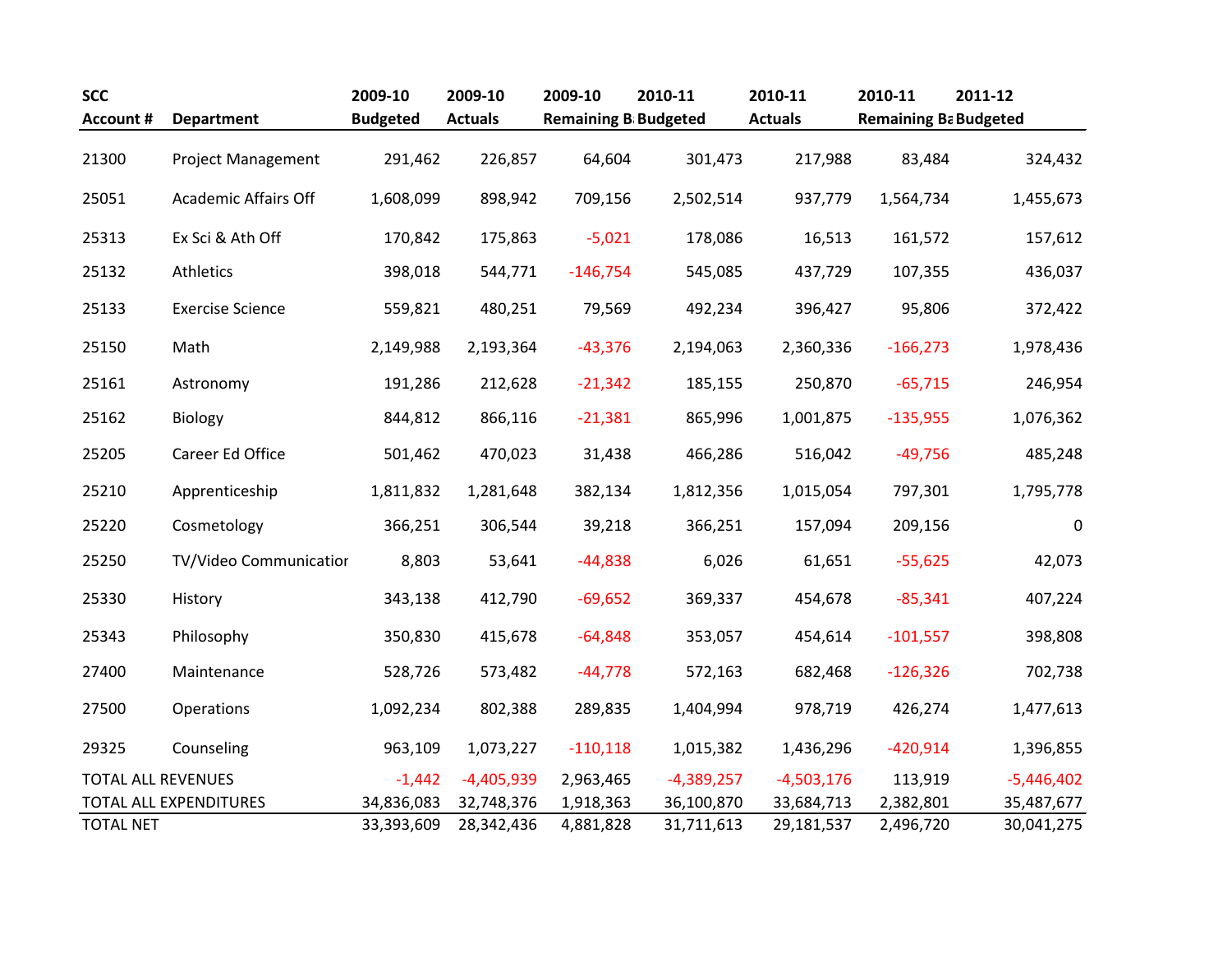| SCC Account # | Department | 2009-10 Budgeted | 2009-10 Actuals | 2009-10 Remaining B | 2010-11 Budgeted | 2010-11 Actuals | 2010-11 Remaining Ba | 2011-12 Budgeted |
|---|---|---|---|---|---|---|---|---|
| 21300 | Project Management | 291,462 | 226,857 | 64,604 | 301,473 | 217,988 | 83,484 | 324,432 |
| 25051 | Academic Affairs Off | 1,608,099 | 898,942 | 709,156 | 2,502,514 | 937,779 | 1,564,734 | 1,455,673 |
| 25313 | Ex Sci & Ath Off | 170,842 | 175,863 | -5,021 | 178,086 | 16,513 | 161,572 | 157,612 |
| 25132 | Athletics | 398,018 | 544,771 | -146,754 | 545,085 | 437,729 | 107,355 | 436,037 |
| 25133 | Exercise Science | 559,821 | 480,251 | 79,569 | 492,234 | 396,427 | 95,806 | 372,422 |
| 25150 | Math | 2,149,988 | 2,193,364 | -43,376 | 2,194,063 | 2,360,336 | -166,273 | 1,978,436 |
| 25161 | Astronomy | 191,286 | 212,628 | -21,342 | 185,155 | 250,870 | -65,715 | 246,954 |
| 25162 | Biology | 844,812 | 866,116 | -21,381 | 865,996 | 1,001,875 | -135,955 | 1,076,362 |
| 25205 | Career Ed Office | 501,462 | 470,023 | 31,438 | 466,286 | 516,042 | -49,756 | 485,248 |
| 25210 | Apprenticeship | 1,811,832 | 1,281,648 | 382,134 | 1,812,356 | 1,015,054 | 797,301 | 1,795,778 |
| 25220 | Cosmetology | 366,251 | 306,544 | 39,218 | 366,251 | 157,094 | 209,156 | 0 |
| 25250 | TV/Video Communicatior | 8,803 | 53,641 | -44,838 | 6,026 | 61,651 | -55,625 | 42,073 |
| 25330 | History | 343,138 | 412,790 | -69,652 | 369,337 | 454,678 | -85,341 | 407,224 |
| 25343 | Philosophy | 350,830 | 415,678 | -64,848 | 353,057 | 454,614 | -101,557 | 398,808 |
| 27400 | Maintenance | 528,726 | 573,482 | -44,778 | 572,163 | 682,468 | -126,326 | 702,738 |
| 27500 | Operations | 1,092,234 | 802,388 | 289,835 | 1,404,994 | 978,719 | 426,274 | 1,477,613 |
| 29325 | Counseling | 963,109 | 1,073,227 | -110,118 | 1,015,382 | 1,436,296 | -420,914 | 1,396,855 |
| TOTAL ALL REVENUES | | -1,442 | -4,405,939 | 2,963,465 | -4,389,257 | -4,503,176 | 113,919 | -5,446,402 |
| TOTAL ALL EXPENDITURES | | 34,836,083 | 32,748,376 | 1,918,363 | 36,100,870 | 33,684,713 | 2,382,801 | 35,487,677 |
| TOTAL NET | | 33,393,609 | 28,342,436 | 4,881,828 | 31,711,613 | 29,181,537 | 2,496,720 | 30,041,275 |